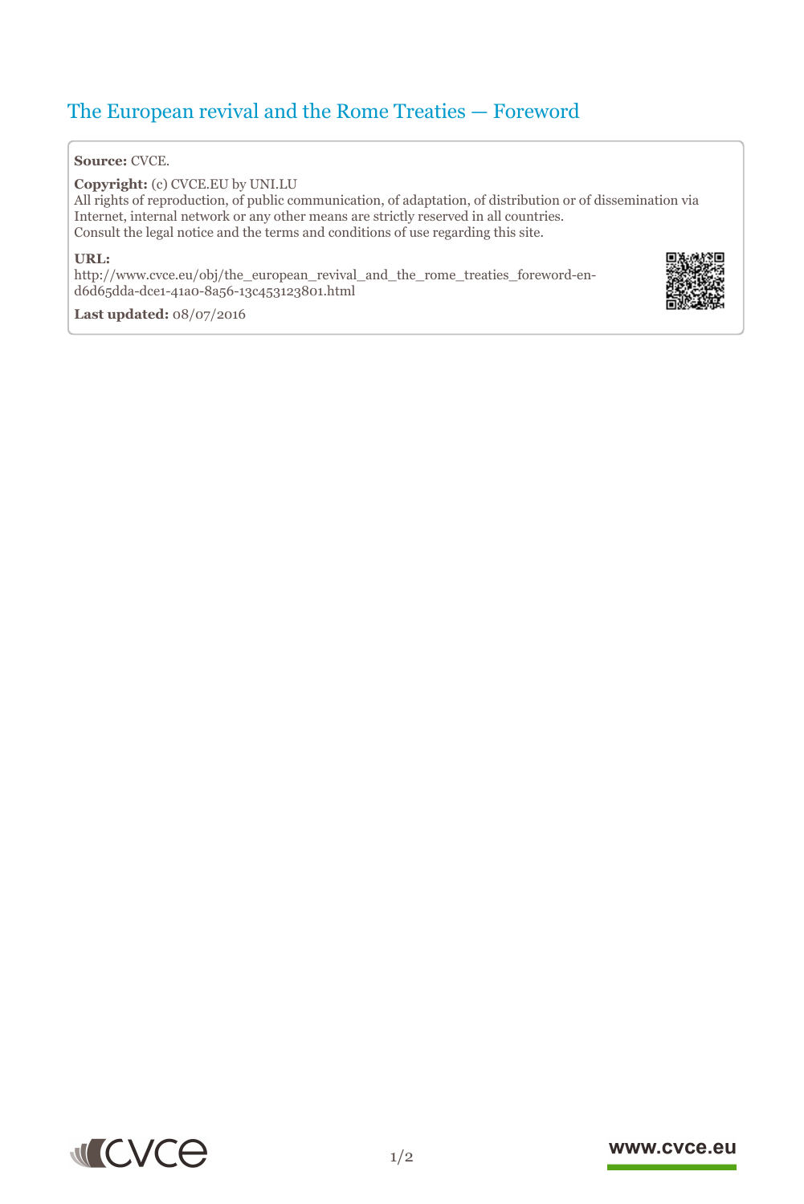# The European revival and the Rome Treaties — Foreword

**Source:** CVCE.

**Copyright:** (c) CVCE.EU by UNI.LU
All rights of reproduction, of public communication, of adaptation, of distribution or of dissemination via Internet, internal network or any other means are strictly reserved in all countries.
Consult the legal notice and the terms and conditions of use regarding this site.

**URL:**
http://www.cvce.eu/obj/the_european_revival_and_the_rome_treaties_foreword-en-d6d65dda-dce1-41a0-8a56-13c453123801.html

**Last updated:** 08/07/2016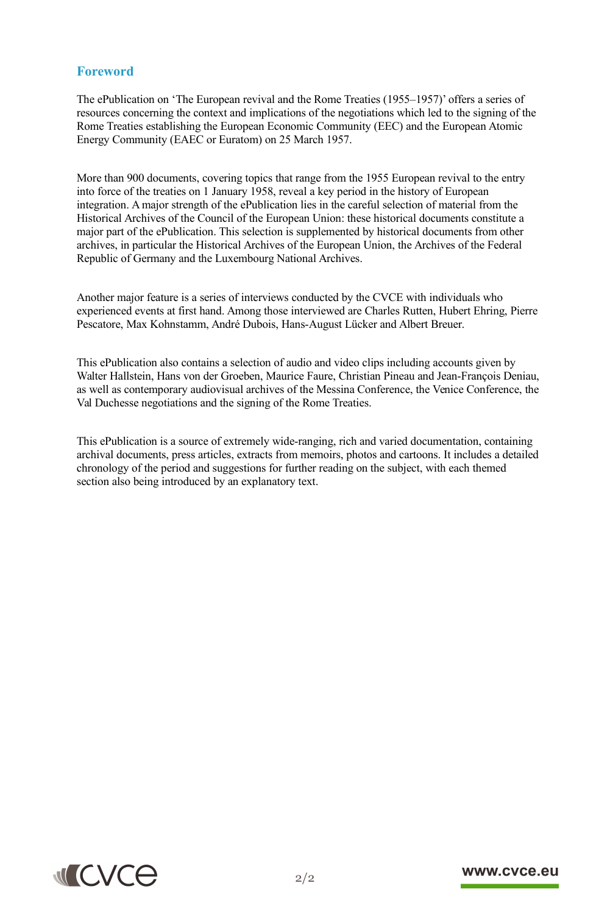## Foreword

The ePublication on 'The European revival and the Rome Treaties (1955–1957)' offers a series of resources concerning the context and implications of the negotiations which led to the signing of the Rome Treaties establishing the European Economic Community (EEC) and the European Atomic Energy Community (EAEC or Euratom) on 25 March 1957.

More than 900 documents, covering topics that range from the 1955 European revival to the entry into force of the treaties on 1 January 1958, reveal a key period in the history of European integration. A major strength of the ePublication lies in the careful selection of material from the Historical Archives of the Council of the European Union: these historical documents constitute a major part of the ePublication. This selection is supplemented by historical documents from other archives, in particular the Historical Archives of the European Union, the Archives of the Federal Republic of Germany and the Luxembourg National Archives.

Another major feature is a series of interviews conducted by the CVCE with individuals who experienced events at first hand. Among those interviewed are Charles Rutten, Hubert Ehring, Pierre Pescatore, Max Kohnstamm, André Dubois, Hans-August Lücker and Albert Breuer.

This ePublication also contains a selection of audio and video clips including accounts given by Walter Hallstein, Hans von der Groeben, Maurice Faure, Christian Pineau and Jean-François Deniau, as well as contemporary audiovisual archives of the Messina Conference, the Venice Conference, the Val Duchesse negotiations and the signing of the Rome Treaties.

This ePublication is a source of extremely wide-ranging, rich and varied documentation, containing archival documents, press articles, extracts from memoirs, photos and cartoons. It includes a detailed chronology of the period and suggestions for further reading on the subject, with each themed section also being introduced by an explanatory text.